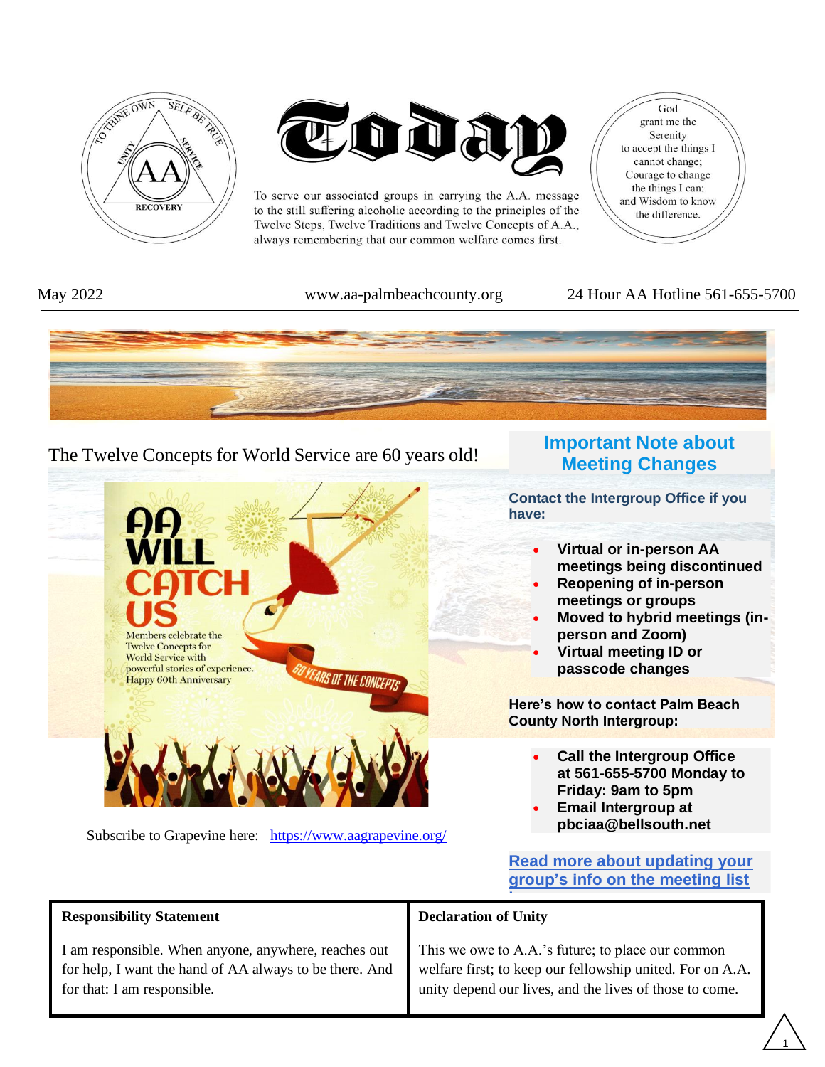# Today

To serve our associated groups in carrying the A.A. message to the still suffering alcoholic according to the principles of the Twelve Steps, Twelve Traditions and Twelve Concepts of A.A., always remembering that our common welfare comes first.

God grant me the Serenity to accept the things I cannot change; Courage to change the things I can; and Wisdom to know the difference.

May 2022 | www.aa-palmbeachcounty.org | 24 Hour AA Hotline 561-655-5700

## The Twelve Concepts for World Service are 60 years old!

AA WILL CATCH US

Members celebrate the Twelve Concepts for World Service with powerful stories of experience. Happy 60th Anniversary

60 YEARS OF THE CONCEPTS

Subscribe to Grapevine here: https://www.aagrapevine.org/

## Important Note about Meeting Changes

**Contact the Intergroup Office if you have:**

- **Virtual or in-person AA meetings being discontinued**
- **Reopening of in-person meetings or groups**
- **Moved to hybrid meetings (in-person and Zoom)**
- **Virtual meeting ID or passcode changes**

**Here's how to contact Palm Beach County North Intergroup:**

- **Call the Intergroup Office at 561-655-5700 Monday to Friday: 9am to 5pm**
- **Email Intergroup at pbciaa@bellsouth.net**

**Read more about updating your group's info on the meeting list**

| Responsibility Statement | Declaration of Unity |
| --- | --- |
| I am responsible. When anyone, anywhere, reaches out for help, I want the hand of AA always to be there. And for that: I am responsible. | This we owe to A.A.'s future; to place our common welfare first; to keep our fellowship united. For on A.A. unity depend our lives, and the lives of those to come. |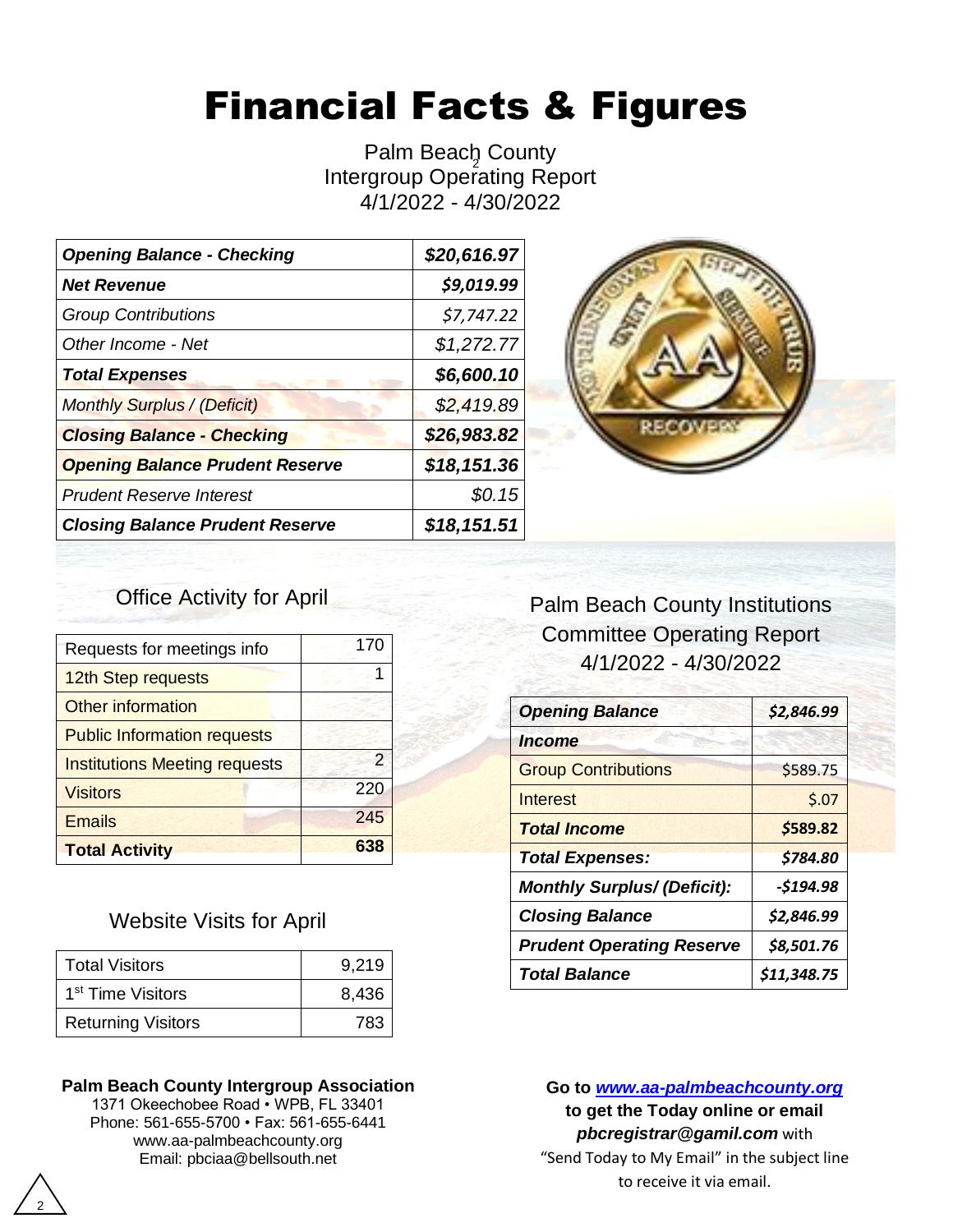# Financial Facts & Figures

Palm Beach County
Intergroup Operating Report
4/1/2022 - 4/30/2022

| | |
|---|---|
| ***Opening Balance - Checking*** | ***$20,616.97*** |
| ***Net Revenue*** | ***$9,019.99*** |
| *Group Contributions* | *$7,747.22* |
| *Other Income - Net* | *$1,272.77* |
| ***Total Expenses*** | ***$6,600.10*** |
| *Monthly Surplus / (Deficit)* | *$2,419.89* |
| ***Closing Balance - Checking*** | ***$26,983.82*** |
| ***Opening Balance Prudent Reserve*** | ***$18,151.36*** |
| *Prudent Reserve Interest* | *$0.15* |
| ***Closing Balance Prudent Reserve*** | ***$18,151.51*** |

## Office Activity for April

| | |
|---|---|
| Requests for meetings info | 170 |
| 12th Step requests | 1 |
| Other information | |
| Public Information requests | |
| Institutions Meeting requests | 2 |
| Visitors | 220 |
| Emails | 245 |
| **Total Activity** | **638** |

## Website Visits for April

| | |
|---|---|
| Total Visitors | 9,219 |
| 1st Time Visitors | 8,436 |
| Returning Visitors | 783 |

## Palm Beach County Institutions Committee Operating Report

4/1/2022 - 4/30/2022

| | |
|---|---|
| ***Opening Balance*** | ***$2,846.99*** |
| ***Income*** | |
| Group Contributions | $589.75 |
| Interest | $.07 |
| ***Total Income*** | ***$589.82*** |
| ***Total Expenses:*** | ***$784.80*** |
| ***Monthly Surplus/ (Deficit):*** | ***-$194.98*** |
| ***Closing Balance*** | ***$2,846.99*** |
| ***Prudent Operating Reserve*** | ***$8,501.76*** |
| ***Total Balance*** | ***$11,348.75*** |

**Palm Beach County Intergroup Association**
1371 Okeechobee Road • WPB, FL 33401
Phone: 561-655-5700 • Fax: 561-655-6441
www.aa-palmbeachcounty.org
Email: pbciaa@bellsouth.net

**Go to *www.aa-palmbeachcounty.org* to get the Today online or email *pbcregistrar@gamil.com*** with "Send Today to My Email" in the subject line to receive it via email.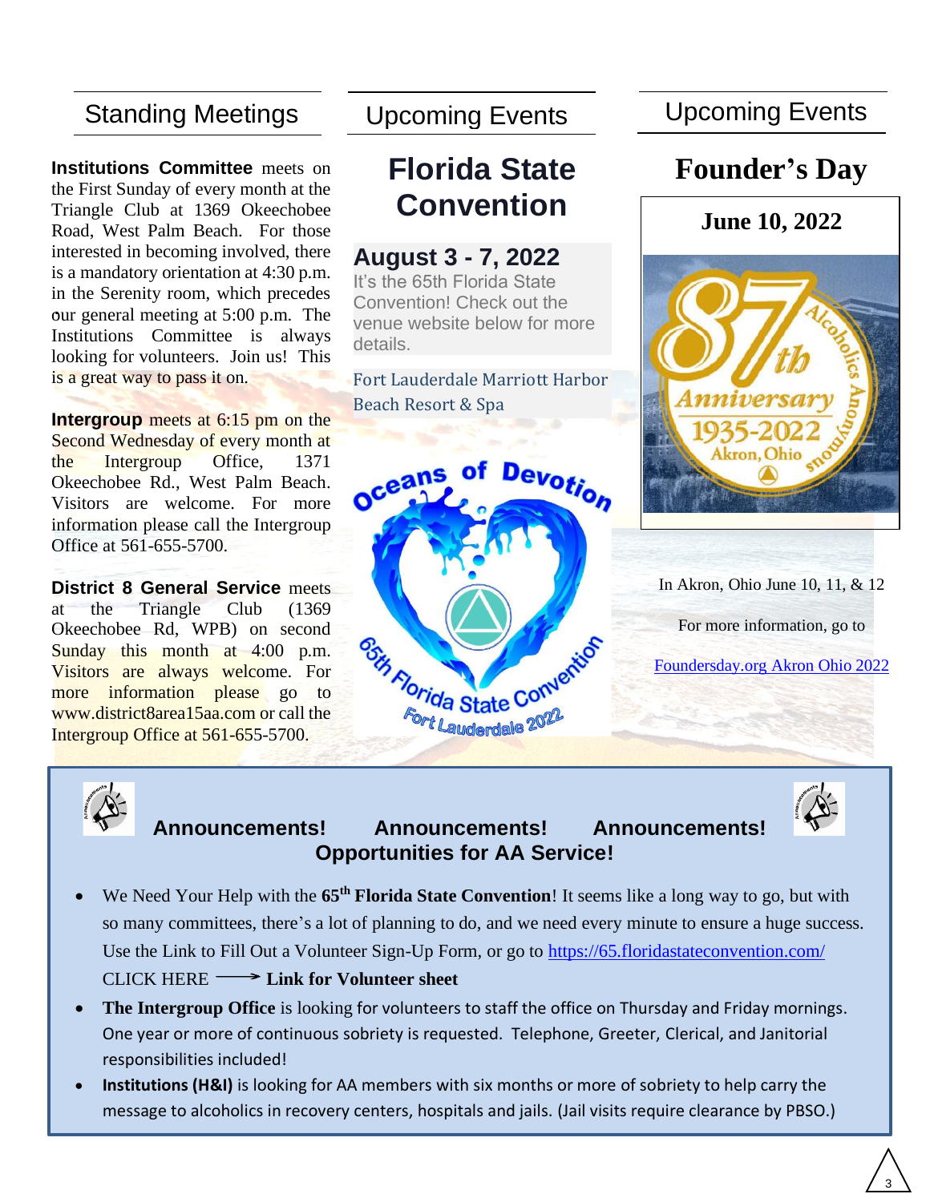## Standing Meetings

**Institutions Committee** meets on the First Sunday of every month at the Triangle Club at 1369 Okeechobee Road, West Palm Beach. For those interested in becoming involved, there is a mandatory orientation at 4:30 p.m. in the Serenity room, which precedes our general meeting at 5:00 p.m. The Institutions Committee is always looking for volunteers. Join us! This is a great way to pass it on.

**Intergroup** meets at 6:15 pm on the Second Wednesday of every month at the Intergroup Office, 1371 Okeechobee Rd., West Palm Beach. Visitors are welcome. For more information please call the Intergroup Office at 561-655-5700.

**District 8 General Service** meets at the Triangle Club (1369 Okeechobee Rd, WPB) on second Sunday this month at 4:00 p.m. Visitors are always welcome. For more information please go to www.district8area15aa.com or call the Intergroup Office at 561-655-5700.

## Upcoming Events

# Florida State Convention

### August 3 - 7, 2022

It's the 65th Florida State Convention! Check out the venue website below for more details.

Fort Lauderdale Marriott Harbor Beach Resort & Spa

Oceans of Devotion

65th Florida State Convention

Fort Lauderdale 2022

## Upcoming Events

# Founder's Day

**June 10, 2022**

87th Anniversary 1935-2022 Akron, Ohio Alcoholics Anonymous

In Akron, Ohio June 10, 11, & 12

For more information, go to

Foundersday.org Akron Ohio 2022

### Announcements! Announcements! Announcements!
### Opportunities for AA Service!

- We Need Your Help with the **65th Florida State Convention**! It seems like a long way to go, but with so many committees, there's a lot of planning to do, and we need every minute to ensure a huge success. Use the Link to Fill Out a Volunteer Sign-Up Form, or go to https://65.floridastateconvention.com/
  CLICK HERE ⟶ **Link for Volunteer sheet**
- **The Intergroup Office** is looking for volunteers to staff the office on Thursday and Friday mornings. One year or more of continuous sobriety is requested. Telephone, Greeter, Clerical, and Janitorial responsibilities included!
- **Institutions (H&I)** is looking for AA members with six months or more of sobriety to help carry the message to alcoholics in recovery centers, hospitals and jails. (Jail visits require clearance by PBSO.)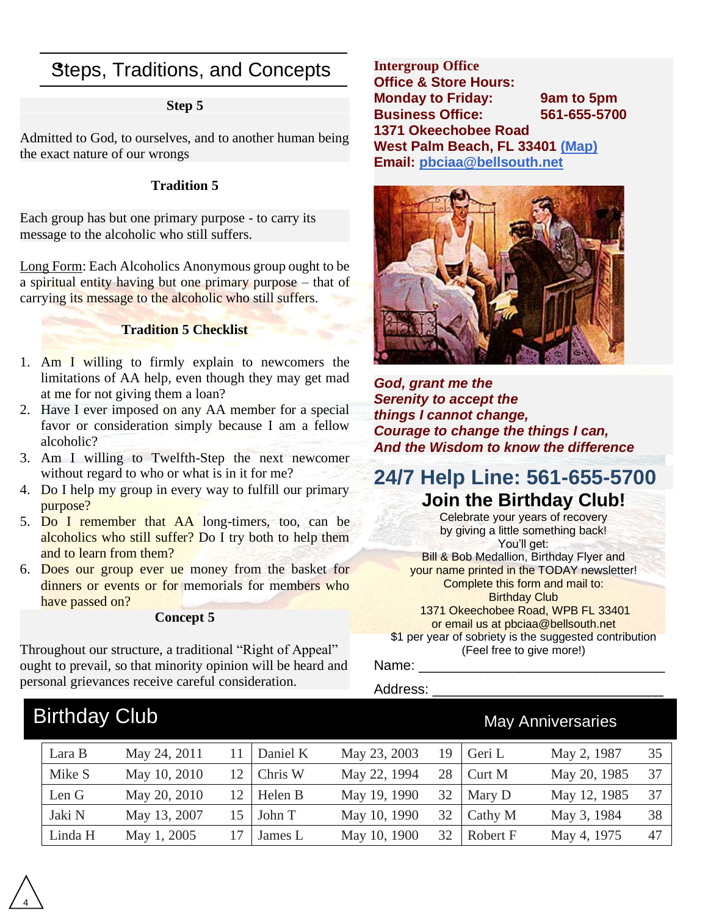## Steps, Traditions, and Concepts

### Step 5

Admitted to God, to ourselves, and to another human being the exact nature of our wrongs

### Tradition 5

Each group has but one primary purpose - to carry its message to the alcoholic who still suffers.

Long Form: Each Alcoholics Anonymous group ought to be a spiritual entity having but one primary purpose – that of carrying its message to the alcoholic who still suffers.

### Tradition 5 Checklist

1. Am I willing to firmly explain to newcomers the limitations of AA help, even though they may get mad at me for not giving them a loan?
2. Have I ever imposed on any AA member for a special favor or consideration simply because I am a fellow alcoholic?
3. Am I willing to Twelfth-Step the next newcomer without regard to who or what is in it for me?
4. Do I help my group in every way to fulfill our primary purpose?
5. Do I remember that AA long-timers, too, can be alcoholics who still suffer? Do I try both to help them and to learn from them?
6. Does our group ever ue money from the basket for dinners or events or for memorials for members who have passed on?

### Concept 5

Throughout our structure, a traditional "Right of Appeal" ought to prevail, so that minority opinion will be heard and personal grievances receive careful consideration.

**Intergroup Office**
**Office & Store Hours:**
**Monday to Friday: 9am to 5pm**
**Business Office: 561-655-5700**
**1371 Okeechobee Road**
**West Palm Beach, FL 33401 (Map)**
**Email: pbciaa@bellsouth.net**

***God, grant me the Serenity to accept the things I cannot change, Courage to change the things I can, And the Wisdom to know the difference***

## 24/7 Help Line: 561-655-5700

### Join the Birthday Club!

Celebrate your years of recovery
by giving a little something back!
You'll get:
Bill & Bob Medallion, Birthday Flyer and
your name printed in the TODAY newsletter!
Complete this form and mail to:
Birthday Club
1371 Okeechobee Road, WPB FL 33401
or email us at pbciaa@bellsouth.net
$1 per year of sobriety is the suggested contribution
(Feel free to give more!)

Name: ______________________________

Address: ____________________________

## Birthday Club — May Anniversaries

| | | | | | | | | |
|---|---|---|---|---|---|---|---|---|
| Lara B | May 24, 2011 | 11 | Daniel K | May 23, 2003 | 19 | Geri L | May 2, 1987 | 35 |
| Mike S | May 10, 2010 | 12 | Chris W | May 22, 1994 | 28 | Curt M | May 20, 1985 | 37 |
| Len G | May 20, 2010 | 12 | Helen B | May 19, 1990 | 32 | Mary D | May 12, 1985 | 37 |
| Jaki N | May 13, 2007 | 15 | John T | May 10, 1990 | 32 | Cathy M | May 3, 1984 | 38 |
| Linda H | May 1, 2005 | 17 | James L | May 10, 1900 | 32 | Robert F | May 4, 1975 | 47 |